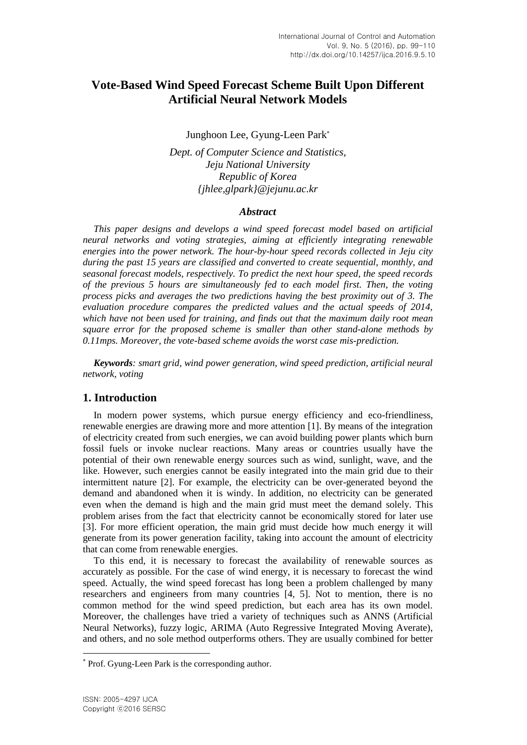# Vote-Based Wind Speed Forecast Scheme Built Upon Different Artificial Neural Network Models

Junghoon Lee, Gyung-Leen Park*

*Dept. of Computer Science and Statistics, Jeju National University Republic of Korea {jhlee,glpark}@jejunu.ac.kr*

### *Abstract*

*This paper designs and develops a wind speed forecast model based on artificial neural networks and voting strategies, aiming at efficiently integrating renewable energies into the power network. The hour-by-hour speed records collected in Jeju city during the past 15 years are classified and converted to create sequential, monthly, and seasonal forecast models, respectively. To predict the next hour speed, the speed records of the previous 5 hours are simultaneously fed to each model first. Then, the voting process picks and averages the two predictions having the best proximity out of 3. The evaluation procedure compares the predicted values and the actual speeds of 2014, which have not been used for training, and finds out that the maximum daily root mean square error for the proposed scheme is smaller than other stand-alone methods by 0.11mps. Moreover, the vote-based scheme avoids the worst case mis-prediction.*

***Keywords**: smart grid, wind power generation, wind speed prediction, artificial neural network, voting*

## 1. Introduction

In modern power systems, which pursue energy efficiency and eco-friendliness, renewable energies are drawing more and more attention [1]. By means of the integration of electricity created from such energies, we can avoid building power plants which burn fossil fuels or invoke nuclear reactions. Many areas or countries usually have the potential of their own renewable energy sources such as wind, sunlight, wave, and the like. However, such energies cannot be easily integrated into the main grid due to their intermittent nature [2]. For example, the electricity can be over-generated beyond the demand and abandoned when it is windy. In addition, no electricity can be generated even when the demand is high and the main grid must meet the demand solely. This problem arises from the fact that electricity cannot be economically stored for later use [3]. For more efficient operation, the main grid must decide how much energy it will generate from its power generation facility, taking into account the amount of electricity that can come from renewable energies.

To this end, it is necessary to forecast the availability of renewable sources as accurately as possible. For the case of wind energy, it is necessary to forecast the wind speed. Actually, the wind speed forecast has long been a problem challenged by many researchers and engineers from many countries [4, 5]. Not to mention, there is no common method for the wind speed prediction, but each area has its own model. Moreover, the challenges have tried a variety of techniques such as ANNS (Artificial Neural Networks), fuzzy logic, ARIMA (Auto Regressive Integrated Moving Averate), and others, and no sole method outperforms others. They are usually combined for better

* Prof. Gyung-Leen Park is the corresponding author.

ISSN: 2005-4297 IJCA
Copyright ⓒ2016 SERSC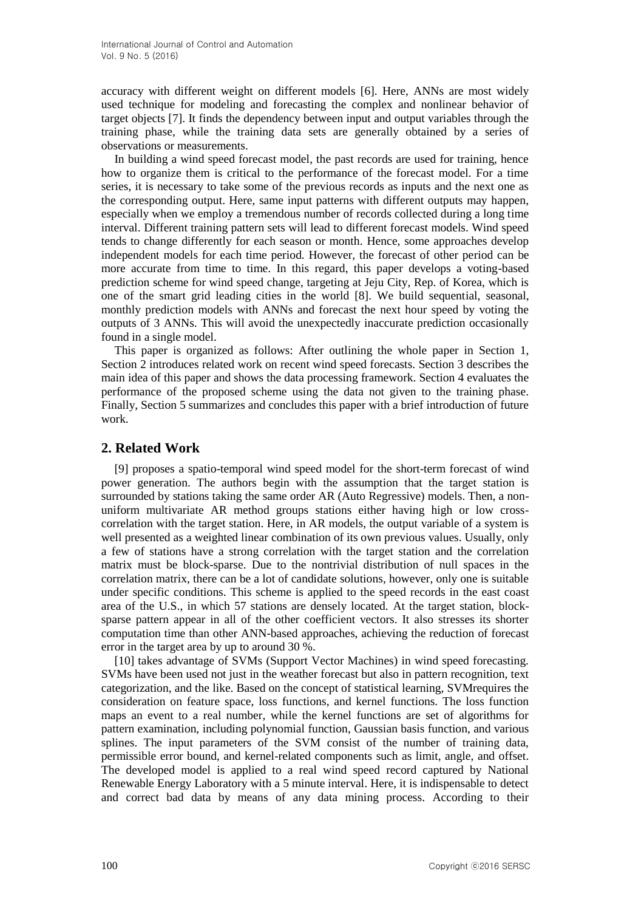accuracy with different weight on different models [6]. Here, ANNs are most widely used technique for modeling and forecasting the complex and nonlinear behavior of target objects [7]. It finds the dependency between input and output variables through the training phase, while the training data sets are generally obtained by a series of observations or measurements.

In building a wind speed forecast model, the past records are used for training, hence how to organize them is critical to the performance of the forecast model. For a time series, it is necessary to take some of the previous records as inputs and the next one as the corresponding output. Here, same input patterns with different outputs may happen, especially when we employ a tremendous number of records collected during a long time interval. Different training pattern sets will lead to different forecast models. Wind speed tends to change differently for each season or month. Hence, some approaches develop independent models for each time period. However, the forecast of other period can be more accurate from time to time. In this regard, this paper develops a voting-based prediction scheme for wind speed change, targeting at Jeju City, Rep. of Korea, which is one of the smart grid leading cities in the world [8]. We build sequential, seasonal, monthly prediction models with ANNs and forecast the next hour speed by voting the outputs of 3 ANNs. This will avoid the unexpectedly inaccurate prediction occasionally found in a single model.

This paper is organized as follows: After outlining the whole paper in Section 1, Section 2 introduces related work on recent wind speed forecasts. Section 3 describes the main idea of this paper and shows the data processing framework. Section 4 evaluates the performance of the proposed scheme using the data not given to the training phase. Finally, Section 5 summarizes and concludes this paper with a brief introduction of future work.

## 2. Related Work

[9] proposes a spatio-temporal wind speed model for the short-term forecast of wind power generation. The authors begin with the assumption that the target station is surrounded by stations taking the same order AR (Auto Regressive) models. Then, a non-uniform multivariate AR method groups stations either having high or low cross-correlation with the target station. Here, in AR models, the output variable of a system is well presented as a weighted linear combination of its own previous values. Usually, only a few of stations have a strong correlation with the target station and the correlation matrix must be block-sparse. Due to the nontrivial distribution of null spaces in the correlation matrix, there can be a lot of candidate solutions, however, only one is suitable under specific conditions. This scheme is applied to the speed records in the east coast area of the U.S., in which 57 stations are densely located. At the target station, block-sparse pattern appear in all of the other coefficient vectors. It also stresses its shorter computation time than other ANN-based approaches, achieving the reduction of forecast error in the target area by up to around 30 %.

[10] takes advantage of SVMs (Support Vector Machines) in wind speed forecasting. SVMs have been used not just in the weather forecast but also in pattern recognition, text categorization, and the like. Based on the concept of statistical learning, SVMrequires the consideration on feature space, loss functions, and kernel functions. The loss function maps an event to a real number, while the kernel functions are set of algorithms for pattern examination, including polynomial function, Gaussian basis function, and various splines. The input parameters of the SVM consist of the number of training data, permissible error bound, and kernel-related components such as limit, angle, and offset. The developed model is applied to a real wind speed record captured by National Renewable Energy Laboratory with a 5 minute interval. Here, it is indispensable to detect and correct bad data by means of any data mining process. According to their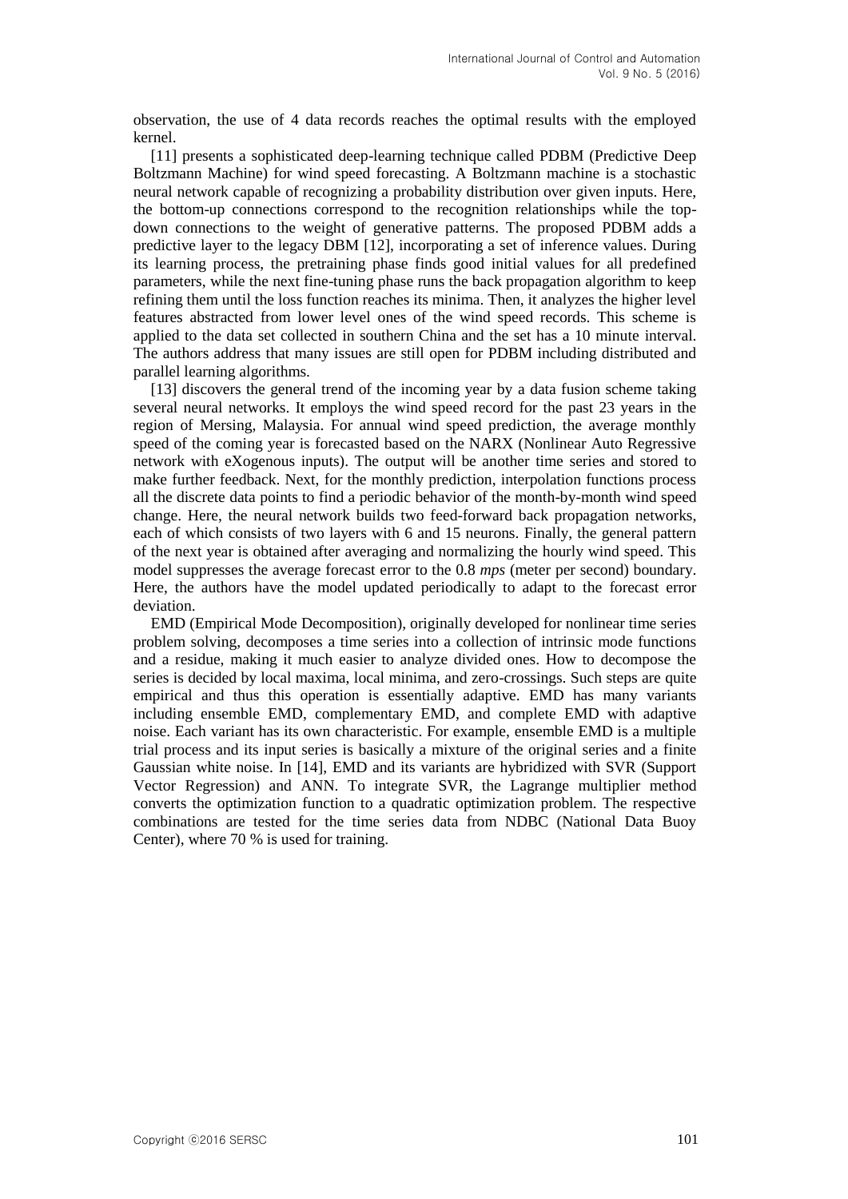observation, the use of 4 data records reaches the optimal results with the employed kernel.

[11] presents a sophisticated deep-learning technique called PDBM (Predictive Deep Boltzmann Machine) for wind speed forecasting. A Boltzmann machine is a stochastic neural network capable of recognizing a probability distribution over given inputs. Here, the bottom-up connections correspond to the recognition relationships while the top-down connections to the weight of generative patterns. The proposed PDBM adds a predictive layer to the legacy DBM [12], incorporating a set of inference values. During its learning process, the pretraining phase finds good initial values for all predefined parameters, while the next fine-tuning phase runs the back propagation algorithm to keep refining them until the loss function reaches its minima. Then, it analyzes the higher level features abstracted from lower level ones of the wind speed records. This scheme is applied to the data set collected in southern China and the set has a 10 minute interval. The authors address that many issues are still open for PDBM including distributed and parallel learning algorithms.

[13] discovers the general trend of the incoming year by a data fusion scheme taking several neural networks. It employs the wind speed record for the past 23 years in the region of Mersing, Malaysia. For annual wind speed prediction, the average monthly speed of the coming year is forecasted based on the NARX (Nonlinear Auto Regressive network with eXogenous inputs). The output will be another time series and stored to make further feedback. Next, for the monthly prediction, interpolation functions process all the discrete data points to find a periodic behavior of the month-by-month wind speed change. Here, the neural network builds two feed-forward back propagation networks, each of which consists of two layers with 6 and 15 neurons. Finally, the general pattern of the next year is obtained after averaging and normalizing the hourly wind speed. This model suppresses the average forecast error to the 0.8 *mps* (meter per second) boundary. Here, the authors have the model updated periodically to adapt to the forecast error deviation.

EMD (Empirical Mode Decomposition), originally developed for nonlinear time series problem solving, decomposes a time series into a collection of intrinsic mode functions and a residue, making it much easier to analyze divided ones. How to decompose the series is decided by local maxima, local minima, and zero-crossings. Such steps are quite empirical and thus this operation is essentially adaptive. EMD has many variants including ensemble EMD, complementary EMD, and complete EMD with adaptive noise. Each variant has its own characteristic. For example, ensemble EMD is a multiple trial process and its input series is basically a mixture of the original series and a finite Gaussian white noise. In [14], EMD and its variants are hybridized with SVR (Support Vector Regression) and ANN. To integrate SVR, the Lagrange multiplier method converts the optimization function to a quadratic optimization problem. The respective combinations are tested for the time series data from NDBC (National Data Buoy Center), where 70 % is used for training.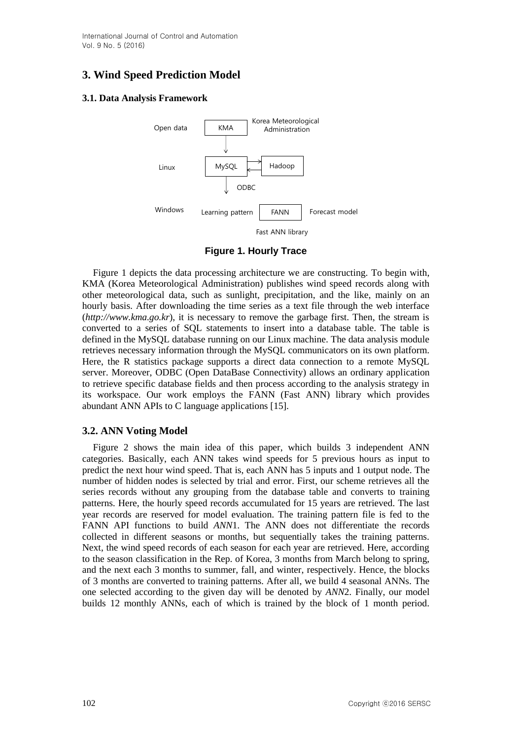## 3. Wind Speed Prediction Model

### 3.1. Data Analysis Framework

Figure 1. Hourly Trace

Figure 1 depicts the data processing architecture we are constructing. To begin with, KMA (Korea Meteorological Administration) publishes wind speed records along with other meteorological data, such as sunlight, precipitation, and the like, mainly on an hourly basis. After downloading the time series as a text file through the web interface (*http://www.kma.go.kr*), it is necessary to remove the garbage first. Then, the stream is converted to a series of SQL statements to insert into a database table. The table is defined in the MySQL database running on our Linux machine. The data analysis module retrieves necessary information through the MySQL communicators on its own platform. Here, the R statistics package supports a direct data connection to a remote MySQL server. Moreover, ODBC (Open DataBase Connectivity) allows an ordinary application to retrieve specific database fields and then process according to the analysis strategy in its workspace. Our work employs the FANN (Fast ANN) library which provides abundant ANN APIs to C language applications [15].

### 3.2. ANN Voting Model

Figure 2 shows the main idea of this paper, which builds 3 independent ANN categories. Basically, each ANN takes wind speeds for 5 previous hours as input to predict the next hour wind speed. That is, each ANN has 5 inputs and 1 output node. The number of hidden nodes is selected by trial and error. First, our scheme retrieves all the series records without any grouping from the database table and converts to training patterns. Here, the hourly speed records accumulated for 15 years are retrieved. The last year records are reserved for model evaluation. The training pattern file is fed to the FANN API functions to build *ANN*1. The ANN does not differentiate the records collected in different seasons or months, but sequentially takes the training patterns. Next, the wind speed records of each season for each year are retrieved. Here, according to the season classification in the Rep. of Korea, 3 months from March belong to spring, and the next each 3 months to summer, fall, and winter, respectively. Hence, the blocks of 3 months are converted to training patterns. After all, we build 4 seasonal ANNs. The one selected according to the given day will be denoted by *ANN*2. Finally, our model builds 12 monthly ANNs, each of which is trained by the block of 1 month period.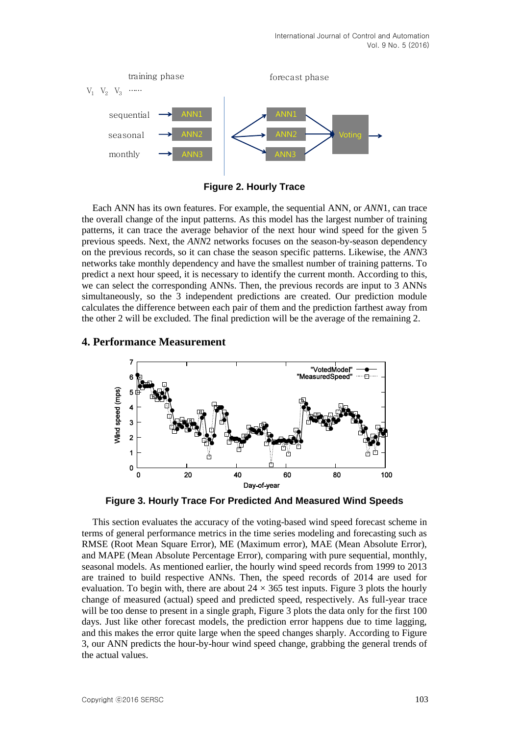**Figure 2. Hourly Trace**

Each ANN has its own features. For example, the sequential ANN, or *ANN*1, can trace the overall change of the input patterns. As this model has the largest number of training patterns, it can trace the average behavior of the next hour wind speed for the given 5 previous speeds. Next, the *ANN*2 networks focuses on the season-by-season dependency on the previous records, so it can chase the season specific patterns. Likewise, the *ANN*3 networks take monthly dependency and have the smallest number of training patterns. To predict a next hour speed, it is necessary to identify the current month. According to this, we can select the corresponding ANNs. Then, the previous records are input to 3 ANNs simultaneously, so the 3 independent predictions are created. Our prediction module calculates the difference between each pair of them and the prediction farthest away from the other 2 will be excluded. The final prediction will be the average of the remaining 2.

## 4. Performance Measurement

**Figure 3. Hourly Trace For Predicted And Measured Wind Speeds**

This section evaluates the accuracy of the voting-based wind speed forecast scheme in terms of general performance metrics in the time series modeling and forecasting such as RMSE (Root Mean Square Error), ME (Maximum error), MAE (Mean Absolute Error), and MAPE (Mean Absolute Percentage Error), comparing with pure sequential, monthly, seasonal models. As mentioned earlier, the hourly wind speed records from 1999 to 2013 are trained to build respective ANNs. Then, the speed records of 2014 are used for evaluation. To begin with, there are about $24 \times 365$ test inputs. Figure 3 plots the hourly change of measured (actual) speed and predicted speed, respectively. As full-year trace will be too dense to present in a single graph, Figure 3 plots the data only for the first 100 days. Just like other forecast models, the prediction error happens due to time lagging, and this makes the error quite large when the speed changes sharply. According to Figure 3, our ANN predicts the hour-by-hour wind speed change, grabbing the general trends of the actual values.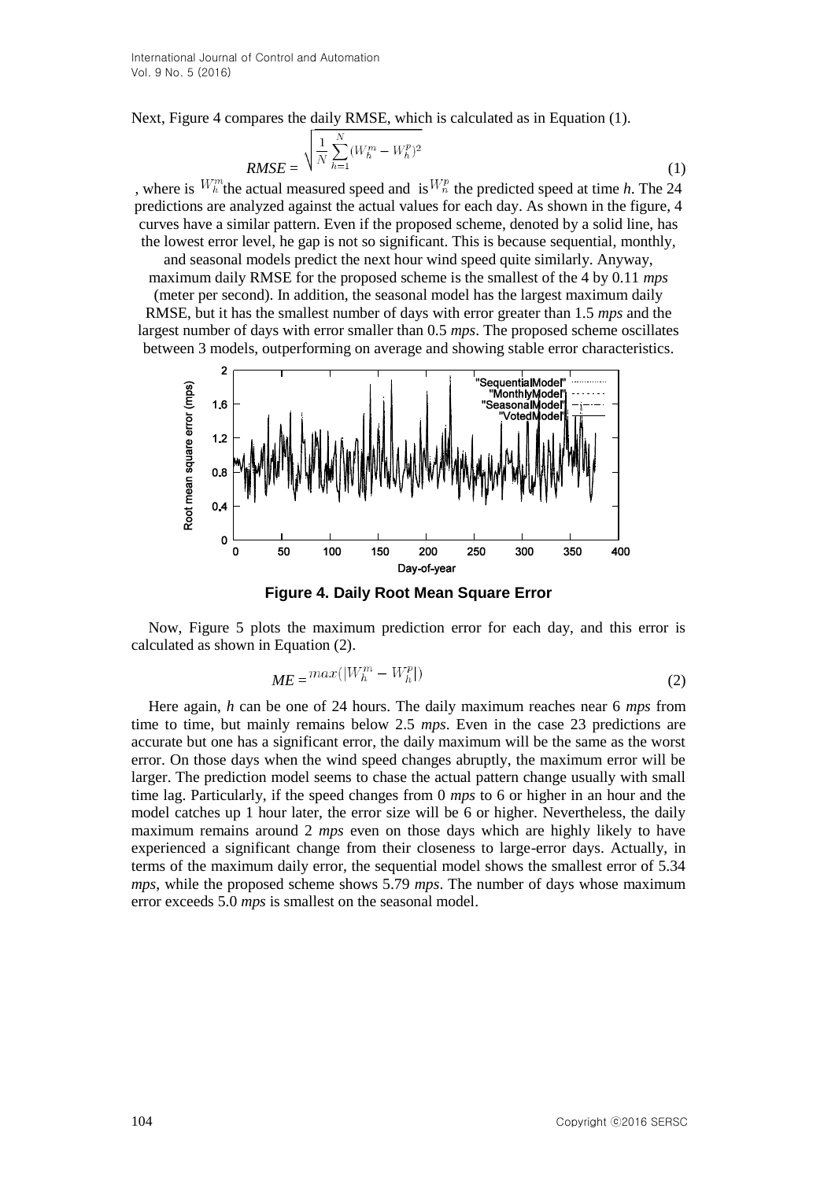Next, Figure 4 compares the daily RMSE, which is calculated as in Equation (1).

$$RMSE = \sqrt{\frac{1}{N}\sum_{h=1}^{N}(W_h^m - W_h^p)^2} \quad (1)$$

, where is $W_h^m$ the actual measured speed and is $W_n^p$ the predicted speed at time *h*. The 24 predictions are analyzed against the actual values for each day. As shown in the figure, 4 curves have a similar pattern. Even if the proposed scheme, denoted by a solid line, has the lowest error level, he gap is not so significant. This is because sequential, monthly, and seasonal models predict the next hour wind speed quite similarly. Anyway, maximum daily RMSE for the proposed scheme is the smallest of the 4 by 0.11 *mps* (meter per second). In addition, the seasonal model has the largest maximum daily RMSE, but it has the smallest number of days with error greater than 1.5 *mps* and the largest number of days with error smaller than 0.5 *mps*. The proposed scheme oscillates between 3 models, outperforming on average and showing stable error characteristics.

**Figure 4. Daily Root Mean Square Error**

Now, Figure 5 plots the maximum prediction error for each day, and this error is calculated as shown in Equation (2).

$$ME = max(|W_h^m - W_h^p|) \quad (2)$$

Here again, *h* can be one of 24 hours. The daily maximum reaches near 6 *mps* from time to time, but mainly remains below 2.5 *mps*. Even in the case 23 predictions are accurate but one has a significant error, the daily maximum will be the same as the worst error. On those days when the wind speed changes abruptly, the maximum error will be larger. The prediction model seems to chase the actual pattern change usually with small time lag. Particularly, if the speed changes from 0 *mps* to 6 or higher in an hour and the model catches up 1 hour later, the error size will be 6 or higher. Nevertheless, the daily maximum remains around 2 *mps* even on those days which are highly likely to have experienced a significant change from their closeness to large-error days. Actually, in terms of the maximum daily error, the sequential model shows the smallest error of 5.34 *mps*, while the proposed scheme shows 5.79 *mps*. The number of days whose maximum error exceeds 5.0 *mps* is smallest on the seasonal model.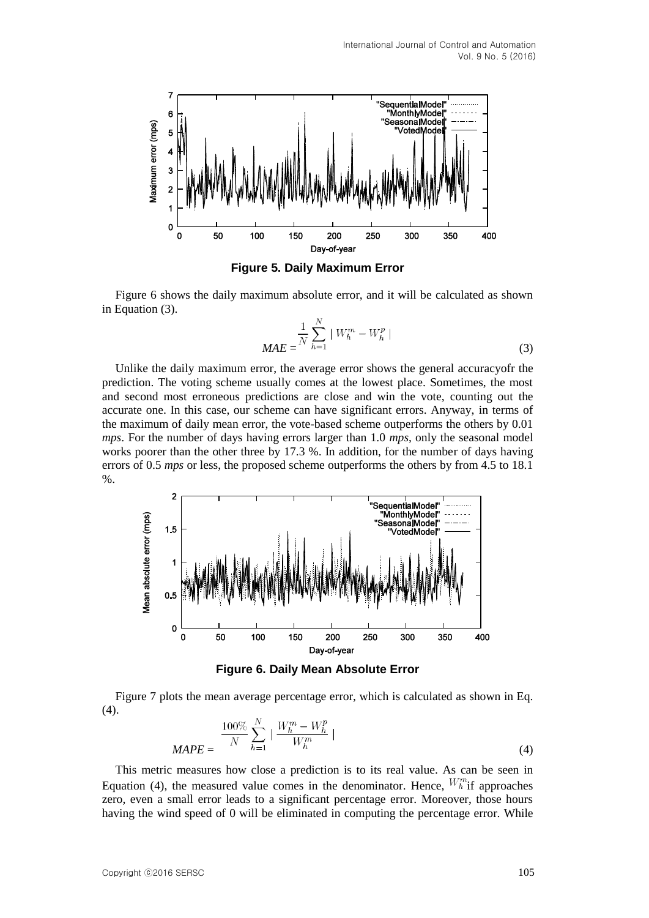Figure 5. Daily Maximum Error

Figure 6 shows the daily maximum absolute error, and it will be calculated as shown in Equation (3).

$$MAE = \frac{1}{N}\sum_{h=1}^{N} | W_h^m - W_h^p | \tag{3}$$

Unlike the daily maximum error, the average error shows the general accuracyofr the prediction. The voting scheme usually comes at the lowest place. Sometimes, the most and second most erroneous predictions are close and win the vote, counting out the accurate one. In this case, our scheme can have significant errors. Anyway, in terms of the maximum of daily mean error, the vote-based scheme outperforms the others by 0.01 *mps*. For the number of days having errors larger than 1.0 *mps*, only the seasonal model works poorer than the other three by 17.3 %. In addition, for the number of days having errors of 0.5 *mps* or less, the proposed scheme outperforms the others by from 4.5 to 18.1 %.

Figure 6. Daily Mean Absolute Error

Figure 7 plots the mean average percentage error, which is calculated as shown in Eq. (4).

$$MAPE = \frac{100\%}{N}\sum_{h=1}^{N} | \frac{W_h^m - W_h^p}{W_h^m} | \tag{4}$$

This metric measures how close a prediction is to its real value. As can be seen in Equation (4), the measured value comes in the denominator. Hence, $W_h^m$ if approaches zero, even a small error leads to a significant percentage error. Moreover, those hours having the wind speed of 0 will be eliminated in computing the percentage error. While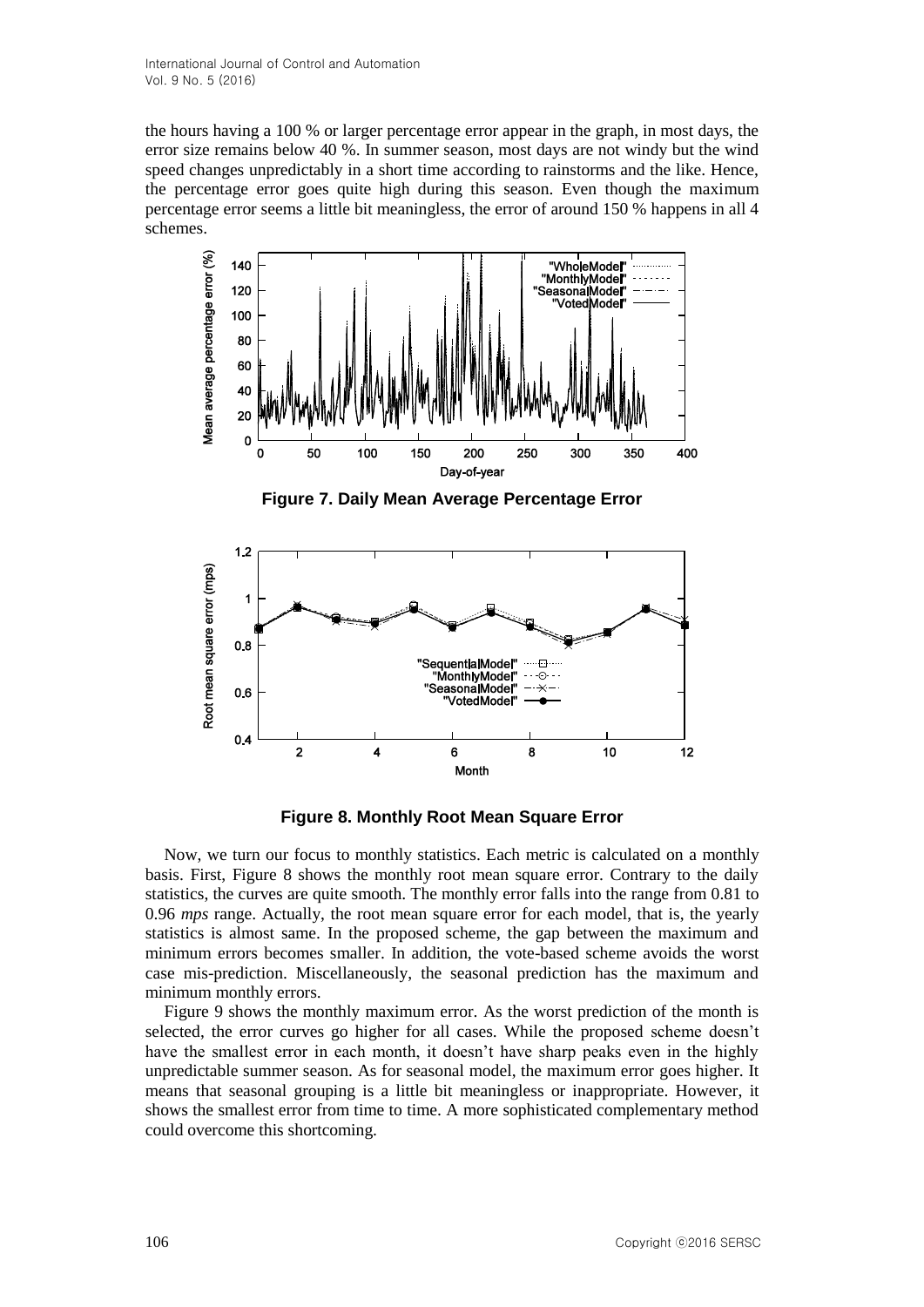the hours having a 100 % or larger percentage error appear in the graph, in most days, the error size remains below 40 %. In summer season, most days are not windy but the wind speed changes unpredictably in a short time according to rainstorms and the like. Hence, the percentage error goes quite high during this season. Even though the maximum percentage error seems a little bit meaningless, the error of around 150 % happens in all 4 schemes.

**Figure 7. Daily Mean Average Percentage Error**

**Figure 8. Monthly Root Mean Square Error**

Now, we turn our focus to monthly statistics. Each metric is calculated on a monthly basis. First, Figure 8 shows the monthly root mean square error. Contrary to the daily statistics, the curves are quite smooth. The monthly error falls into the range from 0.81 to 0.96 *mps* range. Actually, the root mean square error for each model, that is, the yearly statistics is almost same. In the proposed scheme, the gap between the maximum and minimum errors becomes smaller. In addition, the vote-based scheme avoids the worst case mis-prediction. Miscellaneously, the seasonal prediction has the maximum and minimum monthly errors.

Figure 9 shows the monthly maximum error. As the worst prediction of the month is selected, the error curves go higher for all cases. While the proposed scheme doesn't have the smallest error in each month, it doesn't have sharp peaks even in the highly unpredictable summer season. As for seasonal model, the maximum error goes higher. It means that seasonal grouping is a little bit meaningless or inappropriate. However, it shows the smallest error from time to time. A more sophisticated complementary method could overcome this shortcoming.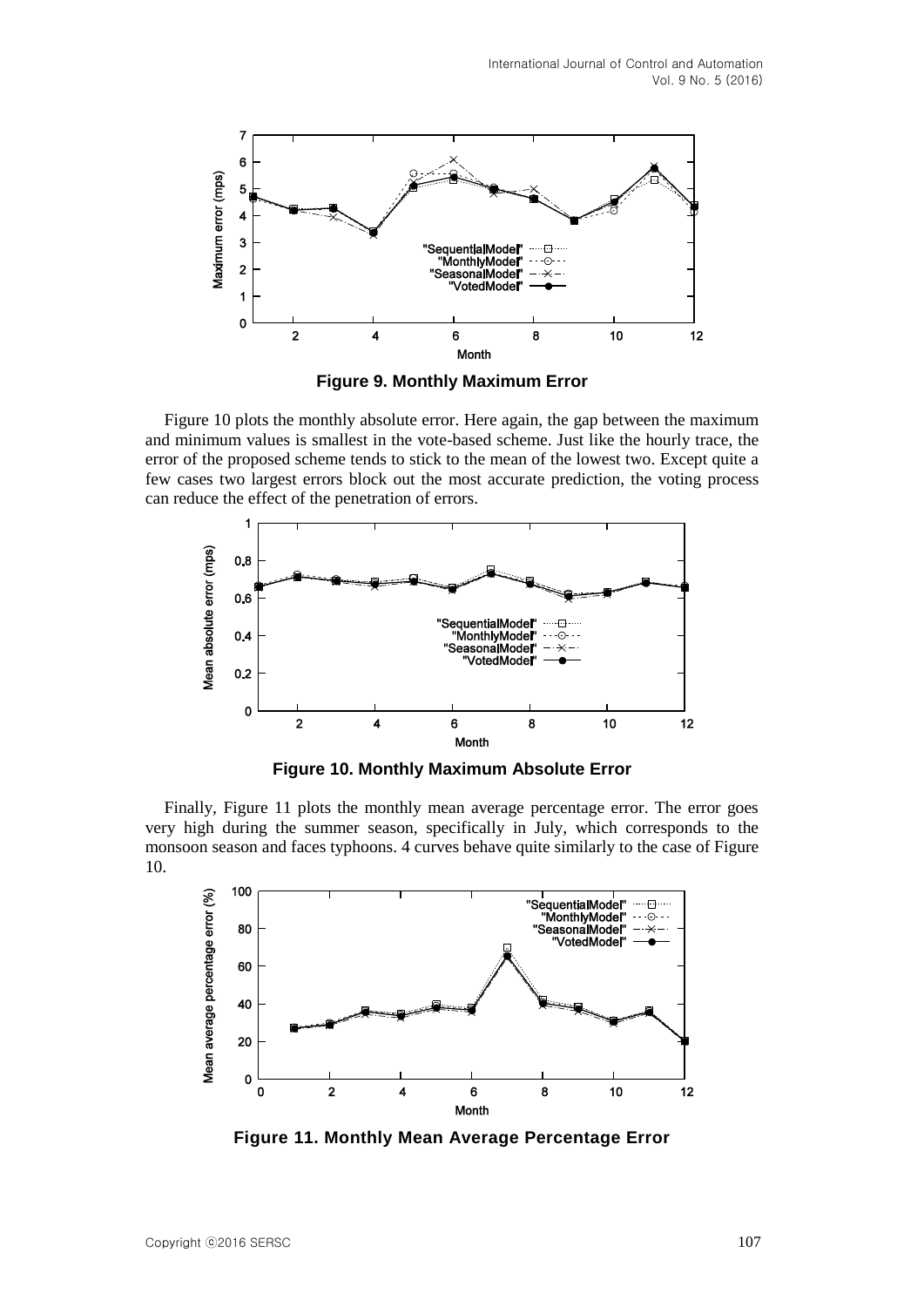Figure 9. Monthly Maximum Error

Figure 10 plots the monthly absolute error. Here again, the gap between the maximum and minimum values is smallest in the vote-based scheme. Just like the hourly trace, the error of the proposed scheme tends to stick to the mean of the lowest two. Except quite a few cases two largest errors block out the most accurate prediction, the voting process can reduce the effect of the penetration of errors.

Figure 10. Monthly Maximum Absolute Error

Finally, Figure 11 plots the monthly mean average percentage error. The error goes very high during the summer season, specifically in July, which corresponds to the monsoon season and faces typhoons. 4 curves behave quite similarly to the case of Figure 10.

Figure 11. Monthly Mean Average Percentage Error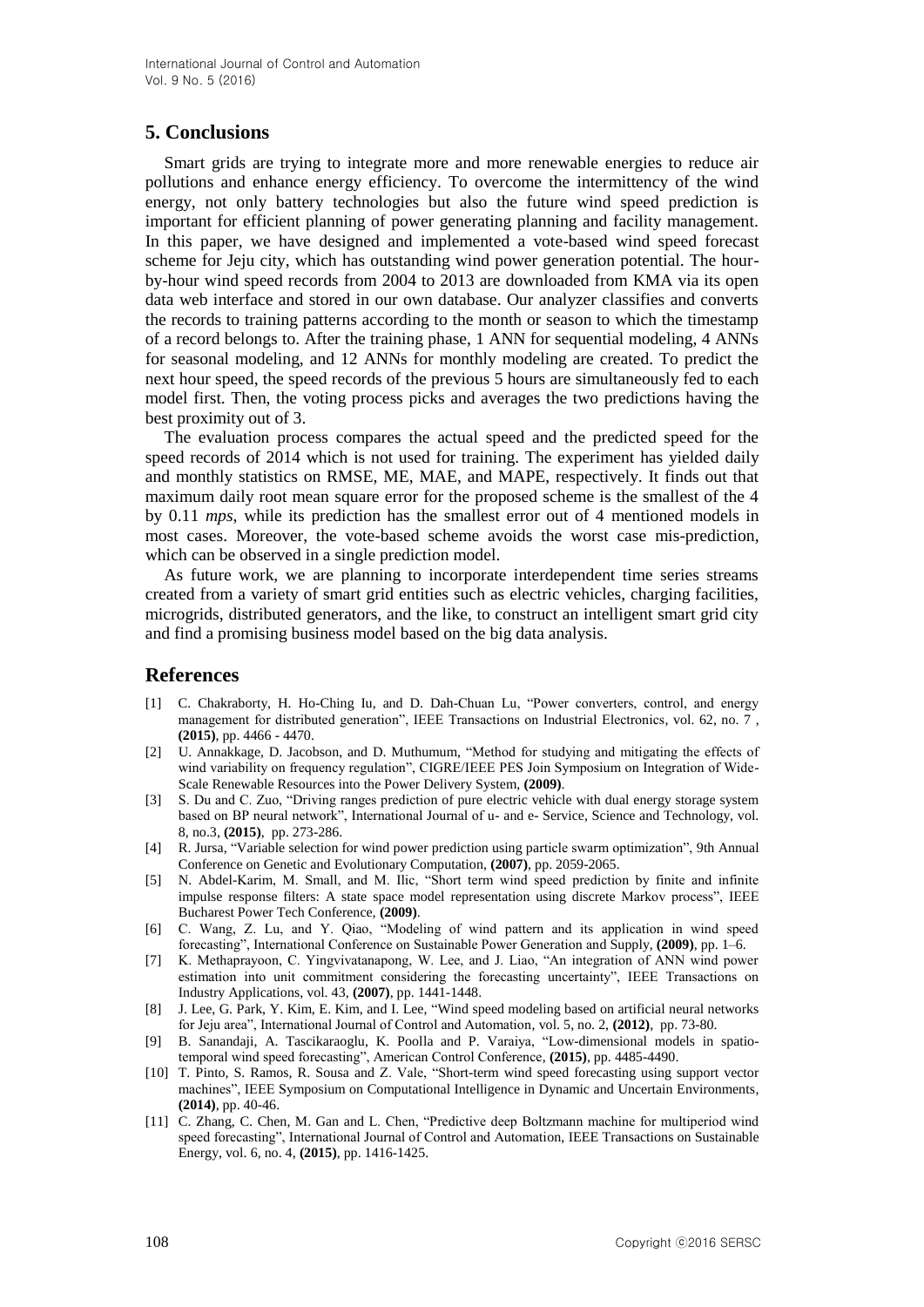## 5. Conclusions

Smart grids are trying to integrate more and more renewable energies to reduce air pollutions and enhance energy efficiency. To overcome the intermittency of the wind energy, not only battery technologies but also the future wind speed prediction is important for efficient planning of power generating planning and facility management. In this paper, we have designed and implemented a vote-based wind speed forecast scheme for Jeju city, which has outstanding wind power generation potential. The hour-by-hour wind speed records from 2004 to 2013 are downloaded from KMA via its open data web interface and stored in our own database. Our analyzer classifies and converts the records to training patterns according to the month or season to which the timestamp of a record belongs to. After the training phase, 1 ANN for sequential modeling, 4 ANNs for seasonal modeling, and 12 ANNs for monthly modeling are created. To predict the next hour speed, the speed records of the previous 5 hours are simultaneously fed to each model first. Then, the voting process picks and averages the two predictions having the best proximity out of 3.

The evaluation process compares the actual speed and the predicted speed for the speed records of 2014 which is not used for training. The experiment has yielded daily and monthly statistics on RMSE, ME, MAE, and MAPE, respectively. It finds out that maximum daily root mean square error for the proposed scheme is the smallest of the 4 by 0.11 *mps*, while its prediction has the smallest error out of 4 mentioned models in most cases. Moreover, the vote-based scheme avoids the worst case mis-prediction, which can be observed in a single prediction model.

As future work, we are planning to incorporate interdependent time series streams created from a variety of smart grid entities such as electric vehicles, charging facilities, microgrids, distributed generators, and the like, to construct an intelligent smart grid city and find a promising business model based on the big data analysis.

## References

[1] C. Chakraborty, H. Ho-Ching Iu, and D. Dah-Chuan Lu, "Power converters, control, and energy management for distributed generation", IEEE Transactions on Industrial Electronics, vol. 62, no. 7 , **(2015)**, pp. 4466 - 4470.

[2] U. Annakkage, D. Jacobson, and D. Muthumum, "Method for studying and mitigating the effects of wind variability on frequency regulation", CIGRE/IEEE PES Join Symposium on Integration of Wide-Scale Renewable Resources into the Power Delivery System, **(2009)**.

[3] S. Du and C. Zuo, "Driving ranges prediction of pure electric vehicle with dual energy storage system based on BP neural network", International Journal of u- and e- Service, Science and Technology, vol. 8, no.3, **(2015)**, pp. 273-286.

[4] R. Jursa, "Variable selection for wind power prediction using particle swarm optimization", 9th Annual Conference on Genetic and Evolutionary Computation, **(2007)**, pp. 2059-2065.

[5] N. Abdel-Karim, M. Small, and M. Ilic, "Short term wind speed prediction by finite and infinite impulse response filters: A state space model representation using discrete Markov process", IEEE Bucharest Power Tech Conference, **(2009)**.

[6] C. Wang, Z. Lu, and Y. Qiao, "Modeling of wind pattern and its application in wind speed forecasting", International Conference on Sustainable Power Generation and Supply, **(2009)**, pp. 1–6.

[7] K. Methaprayoon, C. Yingvivatanapong, W. Lee, and J. Liao, "An integration of ANN wind power estimation into unit commitment considering the forecasting uncertainty", IEEE Transactions on Industry Applications, vol. 43, **(2007)**, pp. 1441-1448.

[8] J. Lee, G. Park, Y. Kim, E. Kim, and I. Lee, "Wind speed modeling based on artificial neural networks for Jeju area", International Journal of Control and Automation, vol. 5, no. 2, **(2012)**, pp. 73-80.

[9] B. Sanandaji, A. Tascikaraoglu, K. Poolla and P. Varaiya, "Low-dimensional models in spatio-temporal wind speed forecasting", American Control Conference, **(2015)**, pp. 4485-4490.

[10] T. Pinto, S. Ramos, R. Sousa and Z. Vale, "Short-term wind speed forecasting using support vector machines", IEEE Symposium on Computational Intelligence in Dynamic and Uncertain Environments, **(2014)**, pp. 40-46.

[11] C. Zhang, C. Chen, M. Gan and L. Chen, "Predictive deep Boltzmann machine for multiperiod wind speed forecasting", International Journal of Control and Automation, IEEE Transactions on Sustainable Energy, vol. 6, no. 4, **(2015)**, pp. 1416-1425.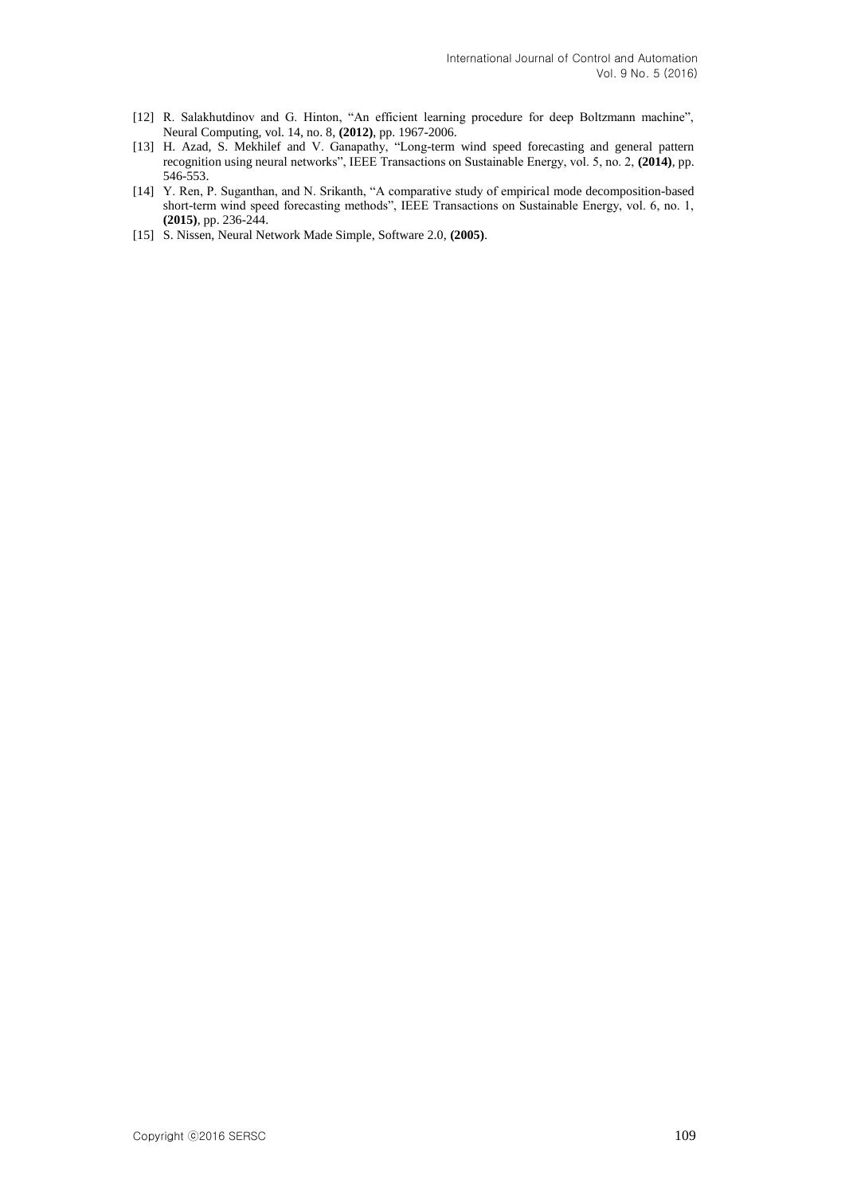[12] R. Salakhutdinov and G. Hinton, "An efficient learning procedure for deep Boltzmann machine", Neural Computing, vol. 14, no. 8, **(2012)**, pp. 1967-2006.

[13] H. Azad, S. Mekhilef and V. Ganapathy, "Long-term wind speed forecasting and general pattern recognition using neural networks", IEEE Transactions on Sustainable Energy, vol. 5, no. 2, **(2014)**, pp. 546-553.

[14] Y. Ren, P. Suganthan, and N. Srikanth, "A comparative study of empirical mode decomposition-based short-term wind speed forecasting methods", IEEE Transactions on Sustainable Energy, vol. 6, no. 1, **(2015)**, pp. 236-244.

[15] S. Nissen, Neural Network Made Simple, Software 2.0, **(2005)**.